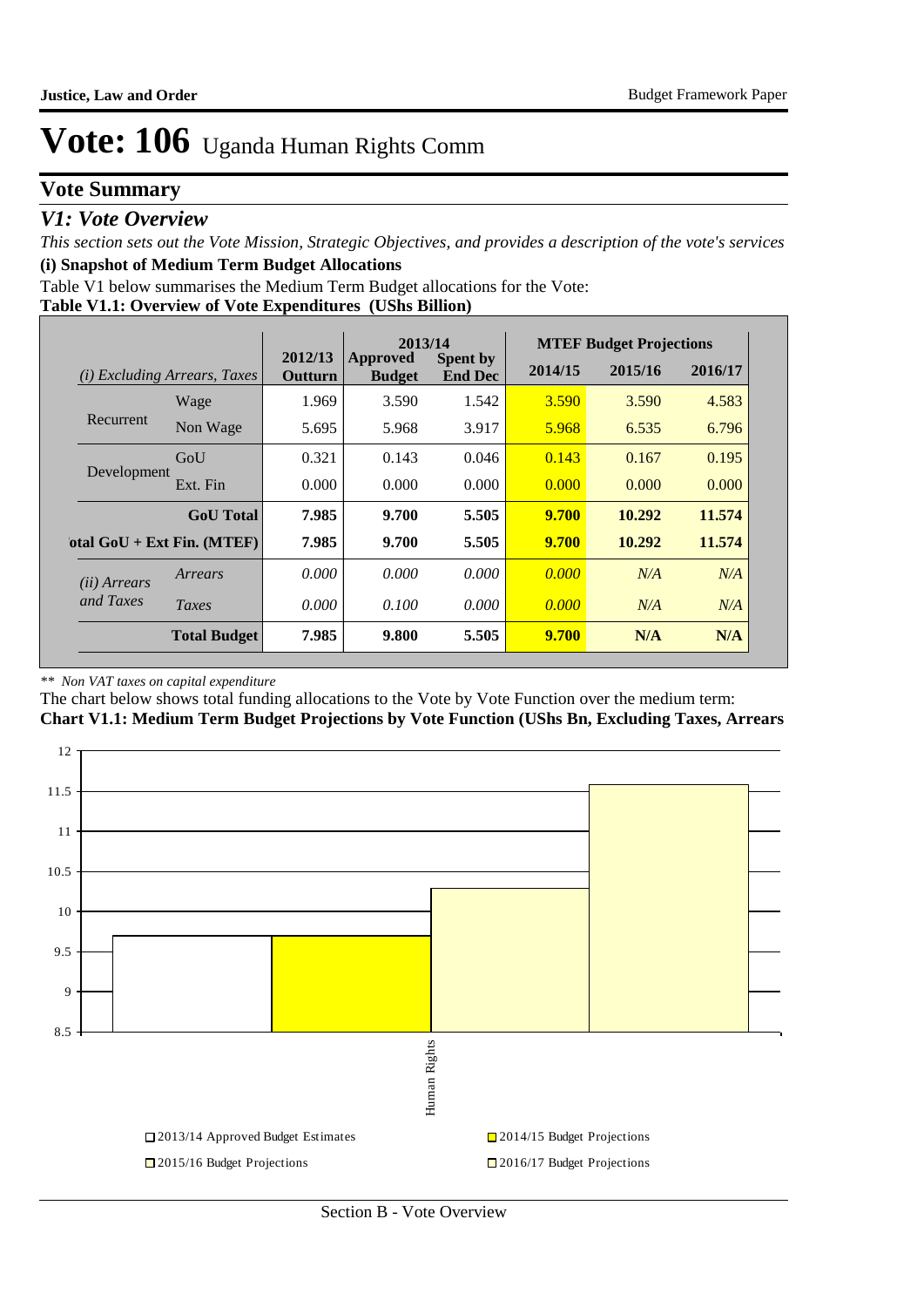# Vote: 106 Uganda Human Rights Comm

## Vote Summary

### *V1: Vote Overview*

*This section sets out the Vote Mission, Strategic Objectives, and provides a description of the vote's services*

**(i) Snapshot of Medium Term Budget Allocations**

Table V1 below summarises the Medium Term Budget allocations for the Vote:

**Table V1.1: Overview of Vote Expenditures (UShs Billion)**

| *(i) Excluding Arrears, Taxes* | | 2012/13 Outturn | 2013/14 Approved Budget | 2013/14 Spent by End Dec | MTEF Budget Projections 2014/15 | 2015/16 | 2016/17 |
|---|---|---|---|---|---|---|---|
| Recurrent | Wage | 1.969 | 3.590 | 1.542 | 3.590 | 3.590 | 4.583 |
| | Non Wage | 5.695 | 5.968 | 3.917 | 5.968 | 6.535 | 6.796 |
| Development | GoU | 0.321 | 0.143 | 0.046 | 0.143 | 0.167 | 0.195 |
| | Ext. Fin | 0.000 | 0.000 | 0.000 | 0.000 | 0.000 | 0.000 |
| | **GoU Total** | **7.985** | **9.700** | **5.505** | **9.700** | **10.292** | **11.574** |
| **Total GoU + Ext Fin. (MTEF)** | | **7.985** | **9.700** | **5.505** | **9.700** | **10.292** | **11.574** |
| *(ii) Arrears and Taxes* | *Arrears* | *0.000* | *0.000* | *0.000* | *0.000* | *N/A* | *N/A* |
| | *Taxes* | *0.000* | *0.100* | *0.000* | *0.000* | *N/A* | *N/A* |
| | **Total Budget** | **7.985** | **9.800** | **5.505** | **9.700** | **N/A** | **N/A** |

*\*\* Non VAT taxes on capital expenditure*

The chart below shows total funding allocations to the Vote by Vote Function over the medium term:

**Chart V1.1: Medium Term Budget Projections by Vote Function (UShs Bn, Excluding Taxes, Arrears**

| Vote Function | 2013/14 Approved Budget Estimates | 2014/15 Budget Projections | 2015/16 Budget Projections | 2016/17 Budget Projections |
|---|---|---|---|---|
| Human Rights | 9.7 | 9.7 | 10.3 | 11.6 |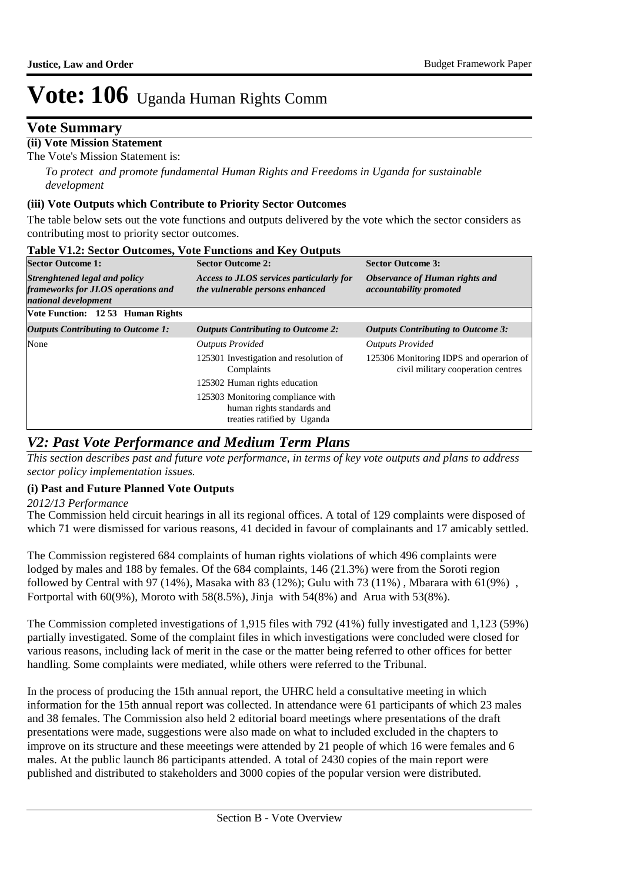# Vote: 106 Uganda Human Rights Comm

## Vote Summary

**(ii) Vote Mission Statement**

The Vote's Mission Statement is:

*To protect and promote fundamental Human Rights and Freedoms in Uganda for sustainable development*

**(iii) Vote Outputs which Contribute to Priority Sector Outcomes**

The table below sets out the vote functions and outputs delivered by the vote which the sector considers as contributing most to priority sector outcomes.

**Table V1.2: Sector Outcomes, Vote Functions and Key Outputs**

| **Sector Outcome 1:** *Strenghtened legal and policy frameworks for JLOS operations and national development* | **Sector Outcome 2:** *Access to JLOS services particularly for the vulnerable persons enhanced* | **Sector Outcome 3:** *Observance of Human rights and accountability promoted* |
|---|---|---|
| **Vote Function: 12 53 Human Rights** | | |
| ***Outputs Contributing to Outcome 1:*** | ***Outputs Contributing to Outcome 2:*** | ***Outputs Contributing to Outcome 3:*** |
| None | *Outputs Provided* | *Outputs Provided* |
| | 125301 Investigation and resolution of Complaints | 125306 Monitoring IDPS and operarion of civil military cooperation centres |
| | 125302 Human rights education | |
| | 125303 Monitoring compliance with human rights standards and treaties ratified by Uganda | |

## *V2: Past Vote Performance and Medium Term Plans*

*This section describes past and future vote performance, in terms of key vote outputs and plans to address sector policy implementation issues.*

**(i) Past and Future Planned Vote Outputs**

*2012/13 Performance*

The Commission held circuit hearings in all its regional offices. A total of 129 complaints were disposed of which 71 were dismissed for various reasons, 41 decided in favour of complainants and 17 amicably settled.

The Commission registered 684 complaints of human rights violations of which 496 complaints were lodged by males and 188 by females. Of the 684 complaints, 146 (21.3%) were from the Soroti region followed by Central with 97 (14%), Masaka with 83 (12%); Gulu with 73 (11%) , Mbarara with 61(9%) , Fortportal with 60(9%), Moroto with 58(8.5%), Jinja with 54(8%) and Arua with 53(8%).

The Commission completed investigations of 1,915 files with 792 (41%) fully investigated and 1,123 (59%) partially investigated. Some of the complaint files in which investigations were concluded were closed for various reasons, including lack of merit in the case or the matter being referred to other offices for better handling. Some complaints were mediated, while others were referred to the Tribunal.

In the process of producing the 15th annual report, the UHRC held a consultative meeting in which information for the 15th annual report was collected. In attendance were 61 participants of which 23 males and 38 females. The Commission also held 2 editorial board meetings where presentations of the draft presentations were made, suggestions were also made on what to included excluded in the chapters to improve on its structure and these meeetings were attended by 21 people of which 16 were females and 6 males. At the public launch 86 participants attended. A total of 2430 copies of the main report were published and distributed to stakeholders and 3000 copies of the popular version were distributed.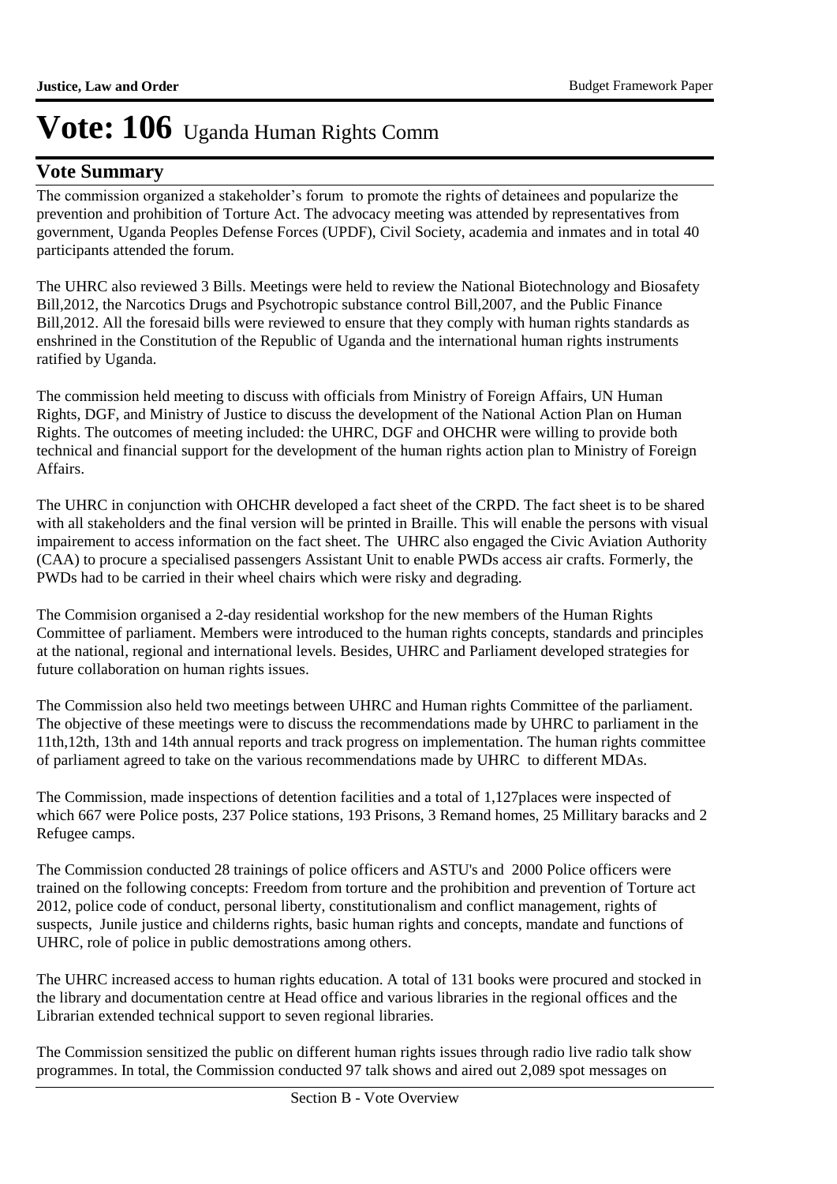# Vote: 106 Uganda Human Rights Comm

## Vote Summary

The commission organized a stakeholder's forum to promote the rights of detainees and popularize the prevention and prohibition of Torture Act. The advocacy meeting was attended by representatives from government, Uganda Peoples Defense Forces (UPDF), Civil Society, academia and inmates and in total 40 participants attended the forum.

The UHRC also reviewed 3 Bills. Meetings were held to review the National Biotechnology and Biosafety Bill,2012, the Narcotics Drugs and Psychotropic substance control Bill,2007, and the Public Finance Bill,2012. All the foresaid bills were reviewed to ensure that they comply with human rights standards as enshrined in the Constitution of the Republic of Uganda and the international human rights instruments ratified by Uganda.

The commission held meeting to discuss with officials from Ministry of Foreign Affairs, UN Human Rights, DGF, and Ministry of Justice to discuss the development of the National Action Plan on Human Rights. The outcomes of meeting included: the UHRC, DGF and OHCHR were willing to provide both technical and financial support for the development of the human rights action plan to Ministry of Foreign Affairs.

The UHRC in conjunction with OHCHR developed a fact sheet of the CRPD. The fact sheet is to be shared with all stakeholders and the final version will be printed in Braille. This will enable the persons with visual impairement to access information on the fact sheet. The UHRC also engaged the Civic Aviation Authority (CAA) to procure a specialised passengers Assistant Unit to enable PWDs access air crafts. Formerly, the PWDs had to be carried in their wheel chairs which were risky and degrading.

The Commision organised a 2-day residential workshop for the new members of the Human Rights Committee of parliament. Members were introduced to the human rights concepts, standards and principles at the national, regional and international levels. Besides, UHRC and Parliament developed strategies for future collaboration on human rights issues.

The Commission also held two meetings between UHRC and Human rights Committee of the parliament. The objective of these meetings were to discuss the recommendations made by UHRC to parliament in the 11th,12th, 13th and 14th annual reports and track progress on implementation. The human rights committee of parliament agreed to take on the various recommendations made by UHRC to different MDAs.

The Commission, made inspections of detention facilities and a total of 1,127places were inspected of which 667 were Police posts, 237 Police stations, 193 Prisons, 3 Remand homes, 25 Millitary baracks and 2 Refugee camps.

The Commission conducted 28 trainings of police officers and ASTU's and 2000 Police officers were trained on the following concepts: Freedom from torture and the prohibition and prevention of Torture act 2012, police code of conduct, personal liberty, constitutionalism and conflict management, rights of suspects, Junile justice and childerns rights, basic human rights and concepts, mandate and functions of UHRC, role of police in public demostrations among others.

The UHRC increased access to human rights education. A total of 131 books were procured and stocked in the library and documentation centre at Head office and various libraries in the regional offices and the Librarian extended technical support to seven regional libraries.

The Commission sensitized the public on different human rights issues through radio live radio talk show programmes. In total, the Commission conducted 97 talk shows and aired out 2,089 spot messages on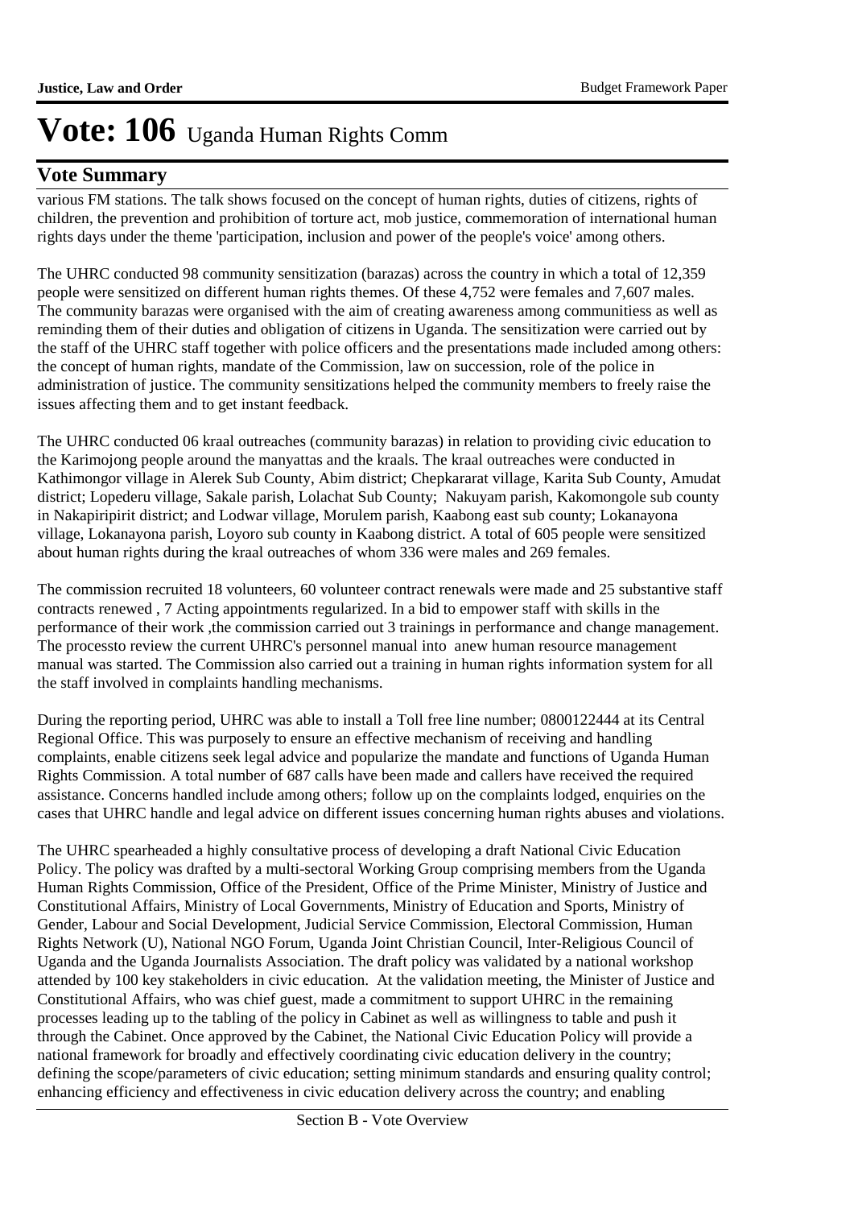# Vote: 106 Uganda Human Rights Comm

## Vote Summary

various FM stations. The talk shows focused on the concept of human rights, duties of citizens, rights of children, the prevention and prohibition of torture act, mob justice, commemoration of international human rights days under the theme 'participation, inclusion and power of the people's voice' among others.

The UHRC conducted 98 community sensitization (barazas) across the country in which a total of 12,359 people were sensitized on different human rights themes. Of these 4,752 were females and 7,607 males. The community barazas were organised with the aim of creating awareness among communitiess as well as reminding them of their duties and obligation of citizens in Uganda. The sensitization were carried out by the staff of the UHRC staff together with police officers and the presentations made included among others: the concept of human rights, mandate of the Commission, law on succession, role of the police in administration of justice. The community sensitizations helped the community members to freely raise the issues affecting them and to get instant feedback.

The UHRC conducted 06 kraal outreaches (community barazas) in relation to providing civic education to the Karimojong people around the manyattas and the kraals. The kraal outreaches were conducted in Kathimongor village in Alerek Sub County, Abim district; Chepkararat village, Karita Sub County, Amudat district; Lopederu village, Sakale parish, Lolachat Sub County; Nakuyam parish, Kakomongole sub county in Nakapiripirit district; and Lodwar village, Morulem parish, Kaabong east sub county; Lokanayona village, Lokanayona parish, Loyoro sub county in Kaabong district. A total of 605 people were sensitized about human rights during the kraal outreaches of whom 336 were males and 269 females.

The commission recruited 18 volunteers, 60 volunteer contract renewals were made and 25 substantive staff contracts renewed , 7 Acting appointments regularized. In a bid to empower staff with skills in the performance of their work ,the commission carried out 3 trainings in performance and change management. The processto review the current UHRC's personnel manual into anew human resource management manual was started. The Commission also carried out a training in human rights information system for all the staff involved in complaints handling mechanisms.

During the reporting period, UHRC was able to install a Toll free line number; 0800122444 at its Central Regional Office. This was purposely to ensure an effective mechanism of receiving and handling complaints, enable citizens seek legal advice and popularize the mandate and functions of Uganda Human Rights Commission. A total number of 687 calls have been made and callers have received the required assistance. Concerns handled include among others; follow up on the complaints lodged, enquiries on the cases that UHRC handle and legal advice on different issues concerning human rights abuses and violations.

The UHRC spearheaded a highly consultative process of developing a draft National Civic Education Policy. The policy was drafted by a multi-sectoral Working Group comprising members from the Uganda Human Rights Commission, Office of the President, Office of the Prime Minister, Ministry of Justice and Constitutional Affairs, Ministry of Local Governments, Ministry of Education and Sports, Ministry of Gender, Labour and Social Development, Judicial Service Commission, Electoral Commission, Human Rights Network (U), National NGO Forum, Uganda Joint Christian Council, Inter-Religious Council of Uganda and the Uganda Journalists Association. The draft policy was validated by a national workshop attended by 100 key stakeholders in civic education. At the validation meeting, the Minister of Justice and Constitutional Affairs, who was chief guest, made a commitment to support UHRC in the remaining processes leading up to the tabling of the policy in Cabinet as well as willingness to table and push it through the Cabinet. Once approved by the Cabinet, the National Civic Education Policy will provide a national framework for broadly and effectively coordinating civic education delivery in the country; defining the scope/parameters of civic education; setting minimum standards and ensuring quality control; enhancing efficiency and effectiveness in civic education delivery across the country; and enabling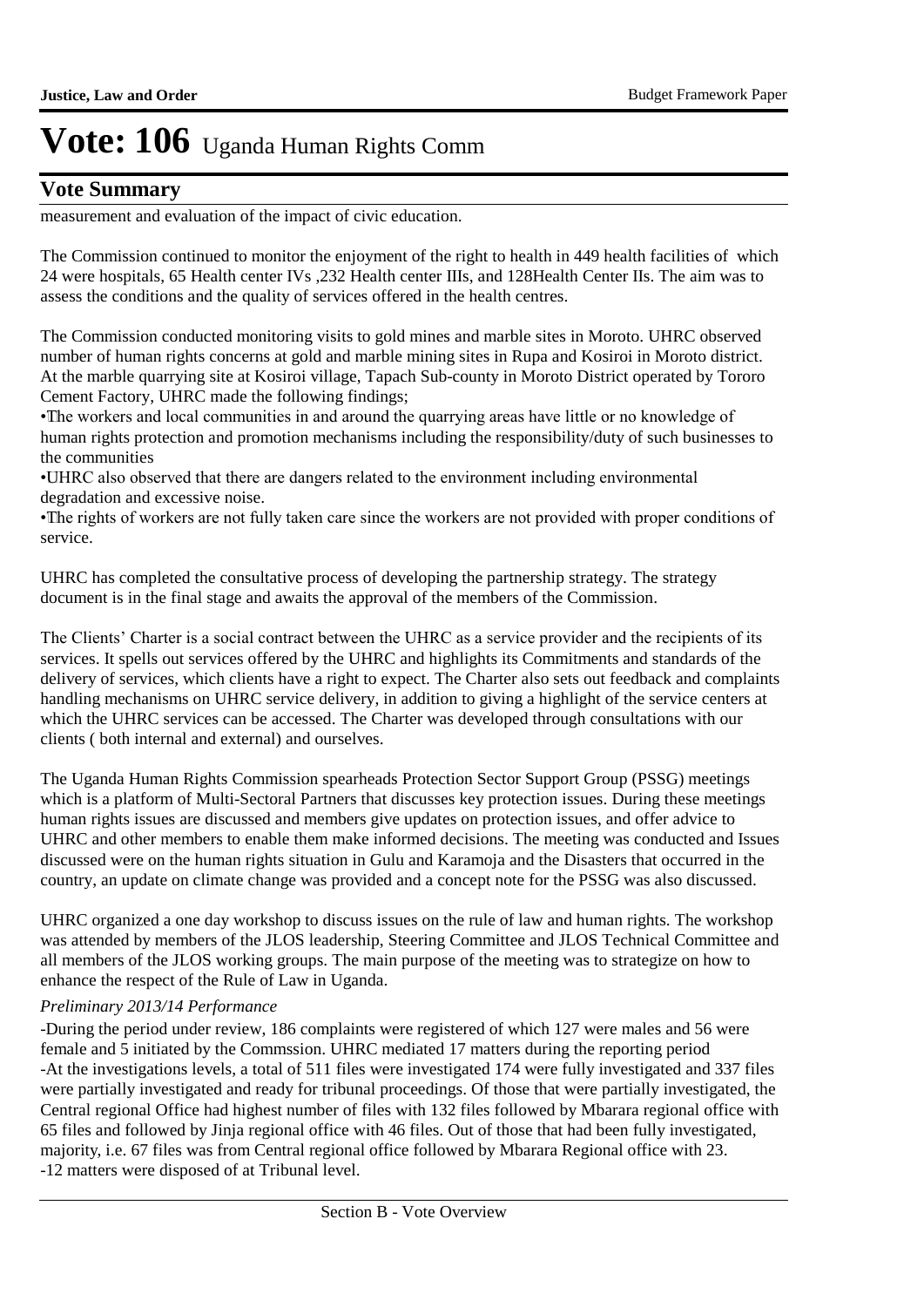measurement and evaluation of the impact of civic education.

The Commission continued to monitor the enjoyment of the right to health in 449 health facilities of which 24 were hospitals, 65 Health center IVs ,232 Health center IIIs, and 128Health Center IIs. The aim was to assess the conditions and the quality of services offered in the health centres.

The Commission conducted monitoring visits to gold mines and marble sites in Moroto. UHRC observed number of human rights concerns at gold and marble mining sites in Rupa and Kosiroi in Moroto district. At the marble quarrying site at Kosiroi village, Tapach Sub-county in Moroto District operated by Tororo Cement Factory, UHRC made the following findings;

•The workers and local communities in and around the quarrying areas have little or no knowledge of human rights protection and promotion mechanisms including the responsibility/duty of such businesses to the communities

•UHRC also observed that there are dangers related to the environment including environmental degradation and excessive noise.

•The rights of workers are not fully taken care since the workers are not provided with proper conditions of service.

UHRC has completed the consultative process of developing the partnership strategy. The strategy document is in the final stage and awaits the approval of the members of the Commission.

The Clients' Charter is a social contract between the UHRC as a service provider and the recipients of its services. It spells out services offered by the UHRC and highlights its Commitments and standards of the delivery of services, which clients have a right to expect. The Charter also sets out feedback and complaints handling mechanisms on UHRC service delivery, in addition to giving a highlight of the service centers at which the UHRC services can be accessed. The Charter was developed through consultations with our clients ( both internal and external) and ourselves.

The Uganda Human Rights Commission spearheads Protection Sector Support Group (PSSG) meetings which is a platform of Multi-Sectoral Partners that discusses key protection issues. During these meetings human rights issues are discussed and members give updates on protection issues, and offer advice to UHRC and other members to enable them make informed decisions. The meeting was conducted and Issues discussed were on the human rights situation in Gulu and Karamoja and the Disasters that occurred in the country, an update on climate change was provided and a concept note for the PSSG was also discussed.

UHRC organized a one day workshop to discuss issues on the rule of law and human rights. The workshop was attended by members of the JLOS leadership, Steering Committee and JLOS Technical Committee and all members of the JLOS working groups. The main purpose of the meeting was to strategize on how to enhance the respect of the Rule of Law in Uganda.

*Preliminary 2013/14 Performance*

-During the period under review, 186 complaints were registered of which 127 were males and 56 were female and 5 initiated by the Commssion. UHRC mediated 17 matters during the reporting period

-At the investigations levels, a total of 511 files were investigated 174 were fully investigated and 337 files were partially investigated and ready for tribunal proceedings. Of those that were partially investigated, the Central regional Office had highest number of files with 132 files followed by Mbarara regional office with 65 files and followed by Jinja regional office with 46 files. Out of those that had been fully investigated, majority, i.e. 67 files was from Central regional office followed by Mbarara Regional office with 23.

-12 matters were disposed of at Tribunal level.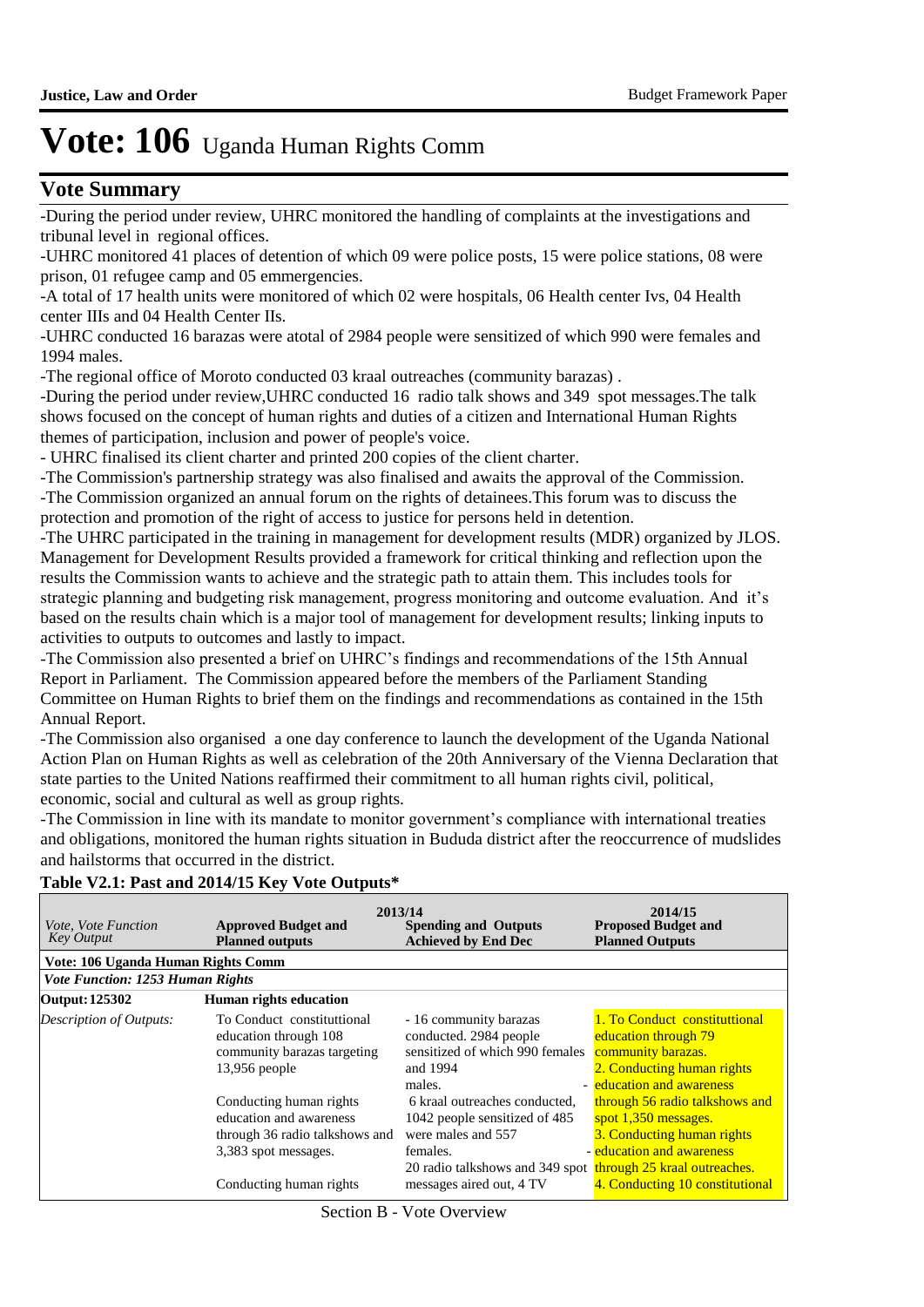# Vote: 106 Uganda Human Rights Comm

## Vote Summary

-During the period under review, UHRC monitored the handling of complaints at the investigations and tribunal level in regional offices.
-UHRC monitored 41 places of detention of which 09 were police posts, 15 were police stations, 08 were prison, 01 refugee camp and 05 emmergencies.
-A total of 17 health units were monitored of which 02 were hospitals, 06 Health center Ivs, 04 Health center IIIs and 04 Health Center IIs.
-UHRC conducted 16 barazas were atotal of 2984 people were sensitized of which 990 were females and 1994 males.
-The regional office of Moroto conducted 03 kraal outreaches (community barazas) .
-During the period under review,UHRC conducted 16 radio talk shows and 349 spot messages.The talk shows focused on the concept of human rights and duties of a citizen and International Human Rights themes of participation, inclusion and power of people's voice.
- UHRC finalised its client charter and printed 200 copies of the client charter.
-The Commission's partnership strategy was also finalised and awaits the approval of the Commission.
-The Commission organized an annual forum on the rights of detainees.This forum was to discuss the protection and promotion of the right of access to justice for persons held in detention.
-The UHRC participated in the training in management for development results (MDR) organized by JLOS. Management for Development Results provided a framework for critical thinking and reflection upon the results the Commission wants to achieve and the strategic path to attain them. This includes tools for strategic planning and budgeting risk management, progress monitoring and outcome evaluation. And it's based on the results chain which is a major tool of management for development results; linking inputs to activities to outputs to outcomes and lastly to impact.
-The Commission also presented a brief on UHRC's findings and recommendations of the 15th Annual Report in Parliament. The Commission appeared before the members of the Parliament Standing Committee on Human Rights to brief them on the findings and recommendations as contained in the 15th Annual Report.
-The Commission also organised a one day conference to launch the development of the Uganda National Action Plan on Human Rights as well as celebration of the 20th Anniversary of the Vienna Declaration that state parties to the United Nations reaffirmed their commitment to all human rights civil, political, economic, social and cultural as well as group rights.
-The Commission in line with its mandate to monitor government's compliance with international treaties and obligations, monitored the human rights situation in Bududa district after the reoccurrence of mudslides and hailstorms that occurred in the district.

**Table V2.1: Past and 2014/15 Key Vote Outputs\***

| *Vote, Vote Function Key Output* | 2013/14 **Approved Budget and Planned outputs** | 2013/14 **Spending and Outputs Achieved by End Dec** | 2014/15 **Proposed Budget and Planned Outputs** |
|---|---|---|---|
| **Vote: 106 Uganda Human Rights Comm** | | | |
| ***Vote Function: 1253 Human Rights*** | | | |
| **Output: 125302** | **Human rights education** | | |
| *Description of Outputs:* | To Conduct constitutional education through 108 community barazas targeting 13,956 people<br><br>Conducting human rights education and awareness through 36 radio talkshows and 3,383 spot messages.<br><br>Conducting human rights | - 16 community barazas conducted. 2984 people sensitized of which 990 females and 1994 males.<br>- 6 kraal outreaches conducted, 1042 people sensitized of 485 were males and 557 females.<br>- 20 radio talkshows and 349 spot messages aired out, 4 TV | 1. To Conduct constitutional education through 79 community barazas.<br>2. Conducting human rights education and awareness through 56 radio talkshows and spot 1,350 messages.<br>3. Conducting human rights education and awareness through 25 kraal outreaches.<br>4. Conducting 10 constitutional |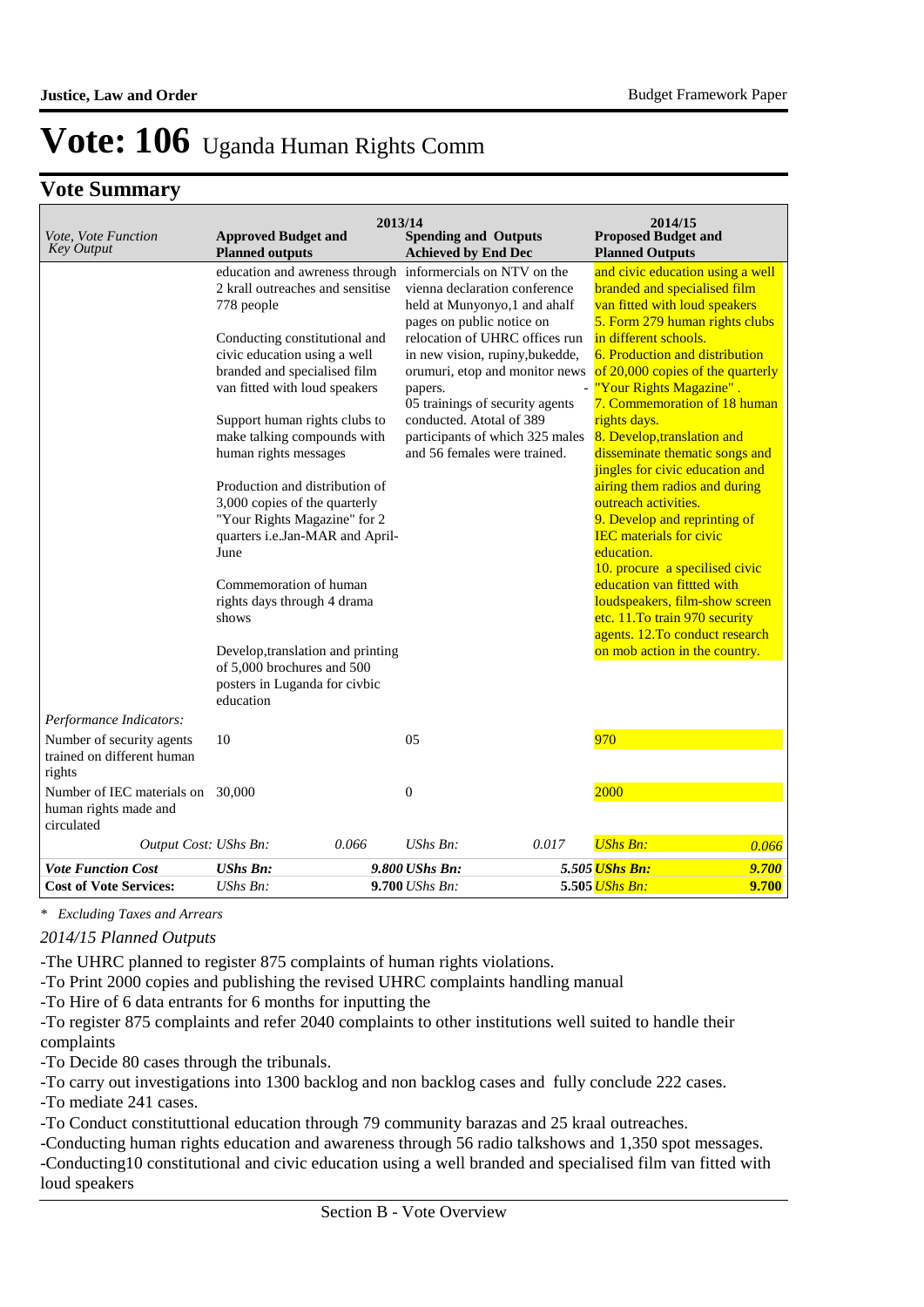# Vote: 106 Uganda Human Rights Comm

## Vote Summary

| Vote, Vote Function Key Output | 2013/14 Approved Budget and Planned outputs | | 2013/14 Spending and Outputs Achieved by End Dec | | 2014/15 Proposed Budget and Planned Outputs | |
|---|---|---|---|---|---|---|
| | education and awreness through 2 krall outreaches and sensitise 778 people<br><br>Conducting constitutional and civic education using a well branded and specialised film van fitted with loud speakers<br><br>Support human rights clubs to make talking compounds with human rights messages<br><br>Production and distribution of 3,000 copies of the quarterly "Your Rights Magazine" for 2 quarters i.e.Jan-MAR and April-June<br><br>Commemoration of human rights days through 4 drama shows<br><br>Develop,translation and printing of 5,000 brochures and 500 posters in Luganda for civbic education | | informercials on NTV on the vienna declaration conference held at Munyonyo,1 and ahalf pages on public notice on relocation of UHRC offices run in new vision, rupiny,bukedde, orumuri, etop and monitor news papers.<br>05 trainings of security agents conducted. Atotal of 389 participants of which 325 males and 56 females were trained. | - | and civic education using a well branded and specialised film van fitted with loud speakers<br>5. Form 279 human rights clubs in different schools.<br>6. Production and distribution of 20,000 copies of the quarterly "Your Rights Magazine" .<br>7. Commemoration of 18 human rights days.<br>8. Develop,translation and disseminate thematic songs and jingles for civic education and airing them radios and during outreach activities.<br>9. Develop and reprinting of IEC materials for civic education.<br>10. procure a specilised civic education van fittted with loudspeakers, film-show screen etc. 11.To train 970 security agents. 12.To conduct research on mob action in the country. | |
| *Performance Indicators:* | | | | | | |
| Number of security agents trained on different human rights | 10 | | 05 | | 970 | |
| Number of IEC materials on human rights made and circulated | 30,000 | | 0 | | 2000 | |
| *Output Cost:* | *UShs Bn:* | *0.066* | *UShs Bn:* | *0.017* | *UShs Bn:* | *0.066* |
| ***Vote Function Cost*** | ***UShs Bn:*** | ***9.800*** | ***UShs Bn:*** | ***5.505*** | ***UShs Bn:*** | ***9.700*** |
| **Cost of Vote Services:** | *UShs Bn:* | **9.700** | *UShs Bn:* | **5.505** | *UShs Bn:* | **9.700** |

*\* Excluding Taxes and Arrears*

*2014/15 Planned Outputs*

-The UHRC planned to register 875 complaints of human rights violations.
-To Print 2000 copies and publishing the revised UHRC complaints handling manual
-To Hire of 6 data entrants for 6 months for inputting the
-To register 875 complaints and refer 2040 complaints to other institutions well suited to handle their complaints
-To Decide 80 cases through the tribunals.
-To carry out investigations into 1300 backlog and non backlog cases and fully conclude 222 cases.
-To mediate 241 cases.
-To Conduct constituttional education through 79 community barazas and 25 kraal outreaches.
-Conducting human rights education and awareness through 56 radio talkshows and 1,350 spot messages.
-Conducting10 constitutional and civic education using a well branded and specialised film van fitted with loud speakers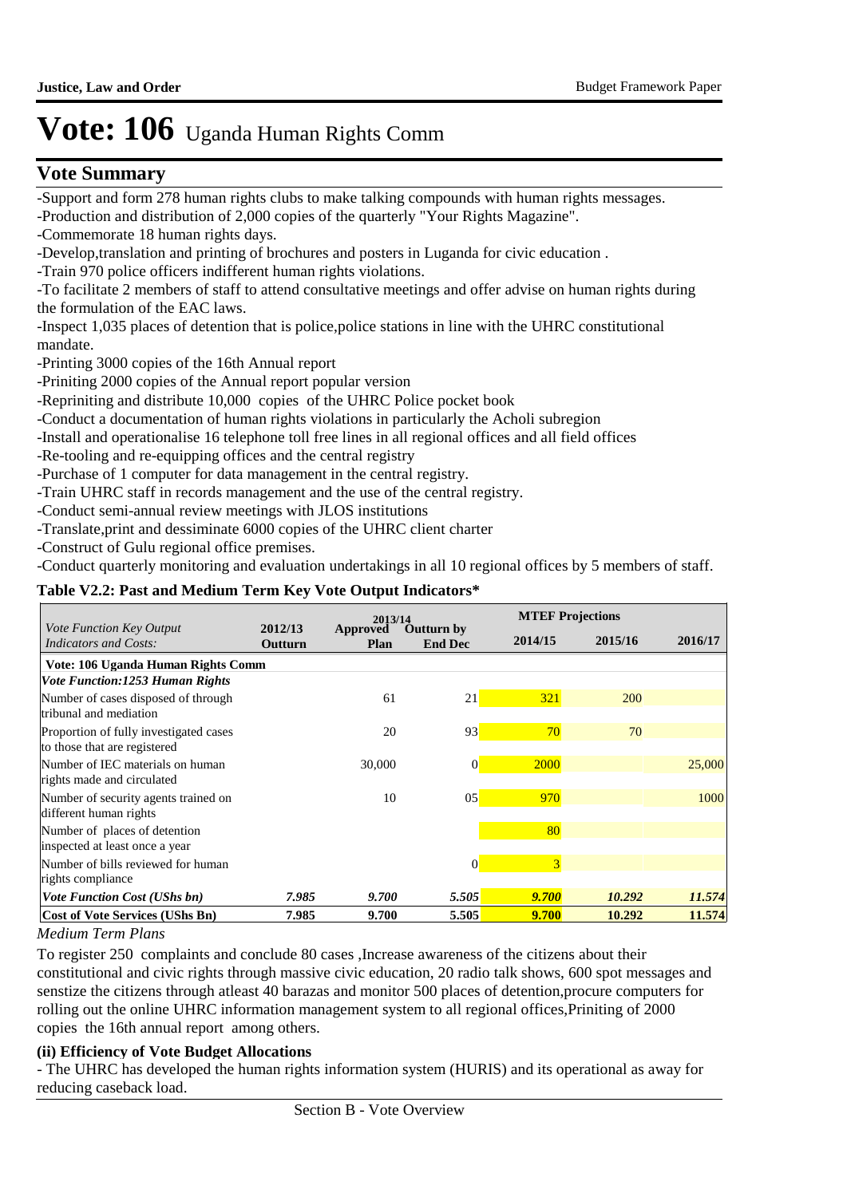# Vote: 106 Uganda Human Rights Comm

## Vote Summary

-Support and form 278 human rights clubs to make talking compounds with human rights messages.
-Production and distribution of 2,000 copies of the quarterly "Your Rights Magazine".
-Commemorate 18 human rights days.
-Develop,translation and printing of brochures and posters in Luganda for civic education .
-Train 970 police officers indifferent human rights violations.
-To facilitate 2 members of staff to attend consultative meetings and offer advise on human rights during the formulation of the EAC laws.
-Inspect 1,035 places of detention that is police,police stations in line with the UHRC constitutional mandate.
-Printing 3000 copies of the 16th Annual report
-Priniting 2000 copies of the Annual report popular version
-Repriniting and distribute 10,000 copies of the UHRC Police pocket book
-Conduct a documentation of human rights violations in particularly the Acholi subregion
-Install and operationalise 16 telephone toll free lines in all regional offices and all field offices
-Re-tooling and re-equipping offices and the central registry
-Purchase of 1 computer for data management in the central registry.
-Train UHRC staff in records management and the use of the central registry.
-Conduct semi-annual review meetings with JLOS institutions
-Translate,print and dessiminate 6000 copies of the UHRC client charter
-Construct of Gulu regional office premises.
-Conduct quarterly monitoring and evaluation undertakings in all 10 regional offices by 5 members of staff.

**Table V2.2: Past and Medium Term Key Vote Output Indicators***

| *Vote Function Key Output Indicators and Costs:* | 2012/13 Outturn | 2013/14 Approved Plan | 2013/14 Outturn by End Dec | MTEF Projections 2014/15 | 2015/16 | 2016/17 |
|---|---|---|---|---|---|---|
| **Vote: 106 Uganda Human Rights Comm** | | | | | | |
| ***Vote Function:1253 Human Rights*** | | | | | | |
| Number of cases disposed of through tribunal and mediation | | 61 | 21 | 321 | 200 | |
| Proportion of fully investigated cases to those that are registered | | 20 | 93 | 70 | 70 | |
| Number of IEC materials on human rights made and circulated | | 30,000 | 0 | 2000 | | 25,000 |
| Number of security agents trained on different human rights | | 10 | 05 | 970 | | 1000 |
| Number of places of detention inspected at least once a year | | | | 80 | | |
| Number of bills reviewed for human rights compliance | | | 0 | 3 | | |
| ***Vote Function Cost (UShs bn)*** | ***7.985*** | ***9.700*** | ***5.505*** | ***9.700*** | ***10.292*** | ***11.574*** |
| **Cost of Vote Services (UShs Bn)** | **7.985** | **9.700** | **5.505** | **9.700** | **10.292** | **11.574** |

*Medium Term Plans*

To register 250 complaints and conclude 80 cases ,Increase awareness of the citizens about their constitutional and civic rights through massive civic education, 20 radio talk shows, 600 spot messages and senstize the citizens through atleast 40 barazas and monitor 500 places of detention,procure computers for rolling out the online UHRC information management system to all regional offices,Priniting of 2000 copies the 16th annual report among others.

**(ii) Efficiency of Vote Budget Allocations**

- The UHRC has developed the human rights information system (HURIS) and its operational as away for reducing caseback load.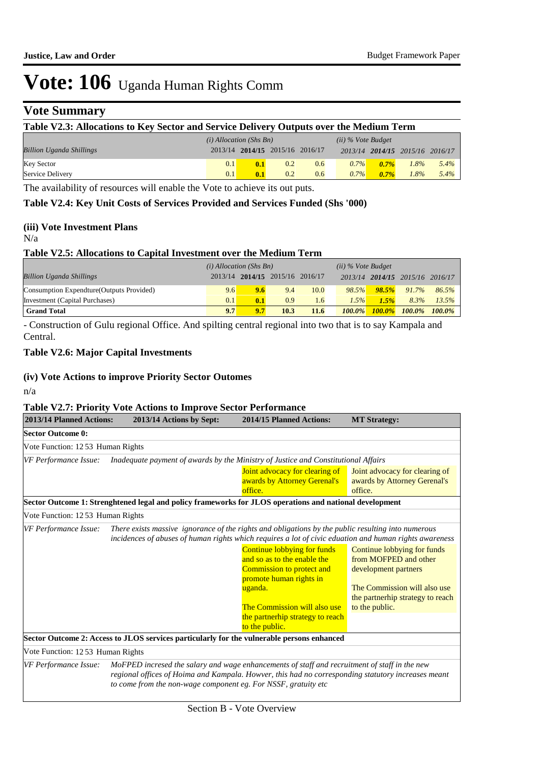# Vote: 106 Uganda Human Rights Comm

## Vote Summary

### Table V2.3: Allocations to Key Sector and Service Delivery Outputs over the Medium Term

| *Billion Uganda Shillings* | *(i) Allocation (Shs Bn)* 2013/14 | **2014/15** | 2015/16 | 2016/17 | *(ii) % Vote Budget* 2013/14 | **2014/15** | 2015/16 | 2016/17 |
|---|---|---|---|---|---|---|---|---|
| Key Sector | 0.1 | **0.1** | 0.2 | 0.6 | *0.7%* | ***0.7%*** | *1.8%* | *5.4%* |
| Service Delivery | 0.1 | **0.1** | 0.2 | 0.6 | *0.7%* | ***0.7%*** | *1.8%* | *5.4%* |

The availability of resources will enable the Vote to achieve its out puts.

### Table V2.4: Key Unit Costs of Services Provided and Services Funded (Shs '000)

### (iii) Vote Investment Plans

N/a

### Table V2.5: Allocations to Capital Investment over the Medium Term

| *Billion Uganda Shillings* | *(i) Allocation (Shs Bn)* 2013/14 | **2014/15** | 2015/16 | 2016/17 | *(ii) % Vote Budget* 2013/14 | **2014/15** | 2015/16 | 2016/17 |
|---|---|---|---|---|---|---|---|---|
| Consumption Expendture(Outputs Provided) | 9.6 | **9.6** | 9.4 | 10.0 | *98.5%* | ***98.5%*** | *91.7%* | *86.5%* |
| Investment (Capital Purchases) | 0.1 | **0.1** | 0.9 | 1.6 | *1.5%* | ***1.5%*** | *8.3%* | *13.5%* |
| **Grand Total** | **9.7** | **9.7** | **10.3** | **11.6** | ***100.0%*** | ***100.0%*** | ***100.0%*** | ***100.0%*** |

- Construction of Gulu regional Office. And spilting central regional into two that is to say Kampala and Central.

### Table V2.6: Major Capital Investments

### (iv) Vote Actions to improve Priority Sector Outomes

n/a

### Table V2.7: Priority Vote Actions to Improve Sector Performance

| 2013/14 Planned Actions: | 2013/14 Actions by Sept: | 2014/15 Planned Actions: | MT Strategy: |
|---|---|---|---|
| **Sector Outcome 0:** | | | |
| Vote Function: 12 53 Human Rights | | | |
| *VF Performance Issue:* *Inadequate payment of awards by the Ministry of Justice and Constitutional Affairs* | | | |
| | | Joint advocacy for clearing of awards by Attorney Gerenal's office. | Joint advocacy for clearing of awards by Attorney Gerenal's office. |
| **Sector Outcome 1: Strenghtened legal and policy frameworks for JLOS operations and national development** | | | |
| Vote Function: 12 53 Human Rights | | | |
| *VF Performance Issue:* *There exists massive ignorance of the rights and obligations by the public resulting into numerous incidences of abuses of human rights which requires a lot of civic eduation and human rights awareness* | | | |
| | | Continue lobbying for funds and so as to the enable the Commission to protect and promote human rights in uganda.<br><br>The Commission will also use the partnerhip strategy to reach to the public. | Continue lobbying for funds from MOFPED and other development partners<br><br>The Commission will also use the partnerhip strategy to reach to the public. |
| **Sector Outcome 2: Access to JLOS services particularly for the vulnerable persons enhanced** | | | |
| Vote Function: 12 53 Human Rights | | | |
| *VF Performance Issue:* *MoFPED incresed the salary and wage enhancements of staff and recruitment of staff in the new regional offices of Hoima and Kampala. Howver, this had no corresponding statutory increases meant to come from the non-wage component eg. For NSSF, gratuity etc* | | | |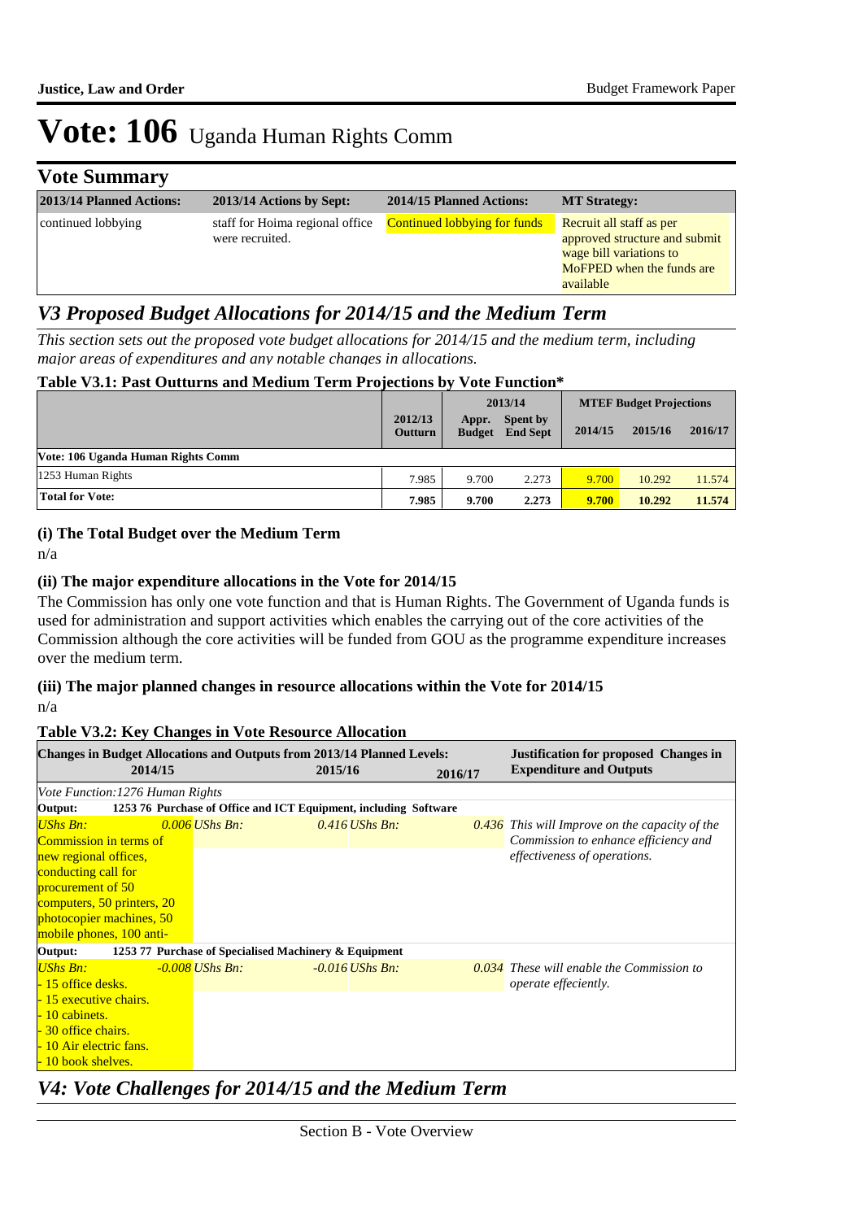# Vote: 106 Uganda Human Rights Comm

## Vote Summary

| 2013/14 Planned Actions: | 2013/14 Actions by Sept: | 2014/15 Planned Actions: | MT Strategy: |
|---|---|---|---|
| continued lobbying | staff for Hoima regional office were recruited. | Continued lobbying for funds | Recruit all staff as per approved structure and submit wage bill variations to MoFPED when the funds are available |

## *V3 Proposed Budget Allocations for 2014/15 and the Medium Term*

*This section sets out the proposed vote budget allocations for 2014/15 and the medium term, including major areas of expenditures and any notable changes in allocations.*

**Table V3.1: Past Outturns and Medium Term Projections by Vote Function\***

| | 2012/13 Outturn | 2013/14 Appr. Budget | 2013/14 Spent by End Sept | MTEF Budget Projections 2014/15 | 2015/16 | 2016/17 |
|---|---|---|---|---|---|---|
| **Vote: 106 Uganda Human Rights Comm** | | | | | | |
| 1253 Human Rights | 7.985 | 9.700 | 2.273 | 9.700 | 10.292 | 11.574 |
| **Total for Vote:** | **7.985** | **9.700** | **2.273** | **9.700** | **10.292** | **11.574** |

### (i) The Total Budget over the Medium Term

n/a

### (ii) The major expenditure allocations in the Vote for 2014/15

The Commission has only one vote function and that is Human Rights. The Government of Uganda funds is used for administration and support activities which enables the carrying out of the core activities of the Commission although the core activities will be funded from GOU as the programme expenditure increases over the medium term.

### (iii) The major planned changes in resource allocations within the Vote for 2014/15

n/a

**Table V3.2: Key Changes in Vote Resource Allocation**

| Changes in Budget Allocations and Outputs from 2013/14 Planned Levels: 2014/15 | | 2015/16 | 2016/17 | Justification for proposed Changes in Expenditure and Outputs |
|---|---|---|---|---|
| *Vote Function:1276 Human Rights* | | | | |
| **Output:** 1253 76 Purchase of Office and ICT Equipment, including Software | | | | |
| *UShs Bn:* Commission in terms of new regional offices, conducting call for procurement of 50 computers, 50 printers, 20 photocopier machines, 50 mobile phones, 100 anti- | *0.006* | *UShs Bn: 0.416* | *UShs Bn: 0.436* | *This will Improve on the capacity of the Commission to enhance efficiency and effectiveness of operations.* |
| **Output:** 1253 77 Purchase of Specialised Machinery & Equipment | | | | |
| *UShs Bn:* - 15 office desks. - 15 executive chairs. - 10 cabinets. - 30 office chairs. - 10 Air electric fans. - 10 book shelves. | *-0.008* | *UShs Bn: -0.016* | *UShs Bn: 0.034* | *These will enable the Commission to operate effeciently.* |

## *V4: Vote Challenges for 2014/15 and the Medium Term*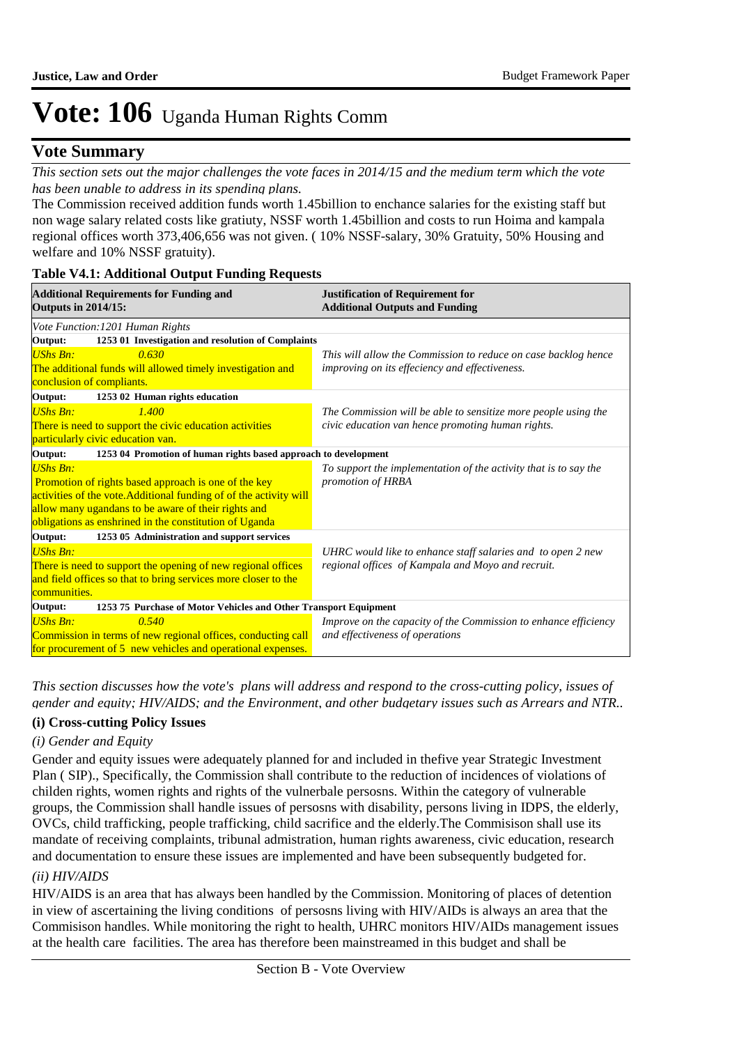# Vote: 106 Uganda Human Rights Comm

## Vote Summary

*This section sets out the major challenges the vote faces in 2014/15 and the medium term which the vote has been unable to address in its spending plans.*

The Commission received addition funds worth 1.45billion to enchance salaries for the existing staff but non wage salary related costs like gratiuty, NSSF worth 1.45billion and costs to run Hoima and kampala regional offices worth 373,406,656 was not given. ( 10% NSSF-salary, 30% Gratuity, 50% Housing and welfare and 10% NSSF gratuity).

**Table V4.1: Additional Output Funding Requests**

| Additional Requirements for Funding and Outputs in 2014/15: | Justification of Requirement for Additional Outputs and Funding |
|---|---|
| *Vote Function:1201 Human Rights* | |
| **Output: 1253 01 Investigation and resolution of Complaints** | |
| *UShs Bn: 0.630*<br>The additional funds will allowed timely investigation and conclusion of compliants. | *This will allow the Commission to reduce on case backlog hence improving on its effeciency and effectiveness.* |
| **Output: 1253 02 Human rights education** | |
| *UShs Bn: 1.400*<br>There is need to support the civic education activities particularly civic education van. | *The Commission will be able to sensitize more people using the civic education van hence promoting human rights.* |
| **Output: 1253 04 Promotion of human rights based approach to development** | |
| *UShs Bn:*<br>Promotion of rights based approach is one of the key activities of the vote.Additional funding of of the activity will allow many ugandans to be aware of their rights and obligations as enshrined in the constitution of Uganda | *To support the implementation of the activity that is to say the promotion of HRBA* |
| **Output: 1253 05 Administration and support services** | |
| *UShs Bn:*<br>There is need to support the opening of new regional offices and field offices so that to bring services more closer to the communities. | *UHRC would like to enhance staff salaries and to open 2 new regional offices of Kampala and Moyo and recruit.* |
| **Output: 1253 75 Purchase of Motor Vehicles and Other Transport Equipment** | |
| *UShs Bn: 0.540*<br>Commission in terms of new regional offices, conducting call for procurement of 5 new vehicles and operational expenses. | *Improve on the capacity of the Commission to enhance efficiency and effectiveness of operations* |

*This section discusses how the vote's plans will address and respond to the cross-cutting policy, issues of gender and equity; HIV/AIDS; and the Environment, and other budgetary issues such as Arrears and NTR..*

### (i) Cross-cutting Policy Issues

*(i) Gender and Equity*

Gender and equity issues were adequately planned for and included in thefive year Strategic Investment Plan ( SIP)., Specifically, the Commission shall contribute to the reduction of incidences of violations of childen rights, women rights and rights of the vulnerbale persosns. Within the category of vulnerable groups, the Commission shall handle issues of persosns with disability, persons living in IDPS, the elderly, OVCs, child trafficking, people trafficking, child sacrifice and the elderly.The Commisison shall use its mandate of receiving complaints, tribunal admistration, human rights awareness, civic education, research and documentation to ensure these issues are implemented and have been subsequently budgeted for.

*(ii) HIV/AIDS*

HIV/AIDS is an area that has always been handled by the Commission. Monitoring of places of detention in view of ascertaining the living conditions of persosns living with HIV/AIDs is always an area that the Commisison handles. While monitoring the right to health, UHRC monitors HIV/AIDs management issues at the health care facilities. The area has therefore been mainstreamed in this budget and shall be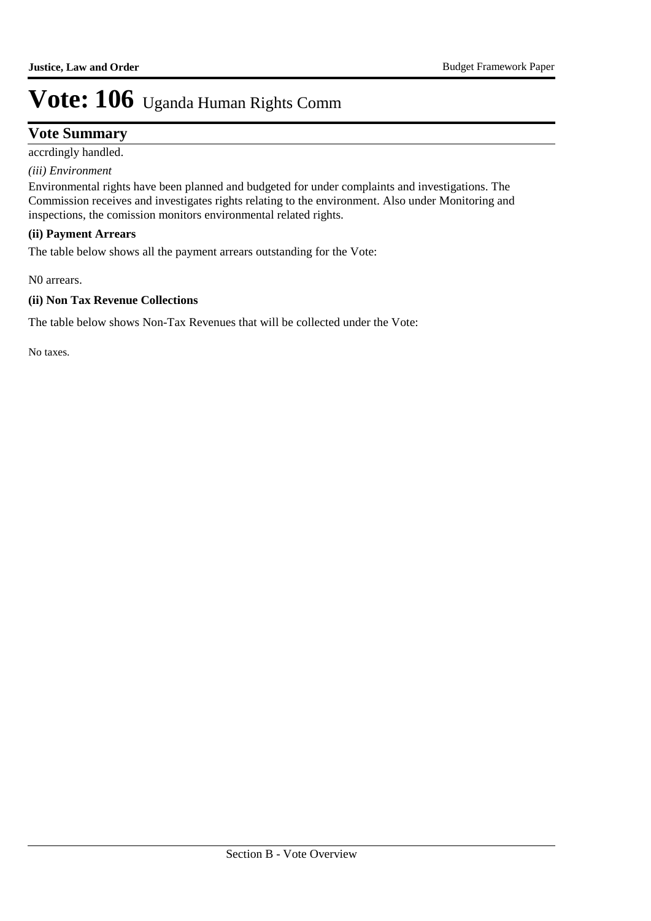# Vote: 106 Uganda Human Rights Comm

## Vote Summary

accrdingly handled.

*(iii) Environment*

Environmental rights have been planned and budgeted for under complaints and investigations. The Commission receives and investigates rights relating to the environment. Also under Monitoring and inspections, the comission monitors environmental related rights.

**(ii) Payment Arrears**

The table below shows all the payment arrears outstanding for the Vote:

N0 arrears.

**(ii) Non Tax Revenue Collections**

The table below shows Non-Tax Revenues that will be collected under the Vote:

No taxes.